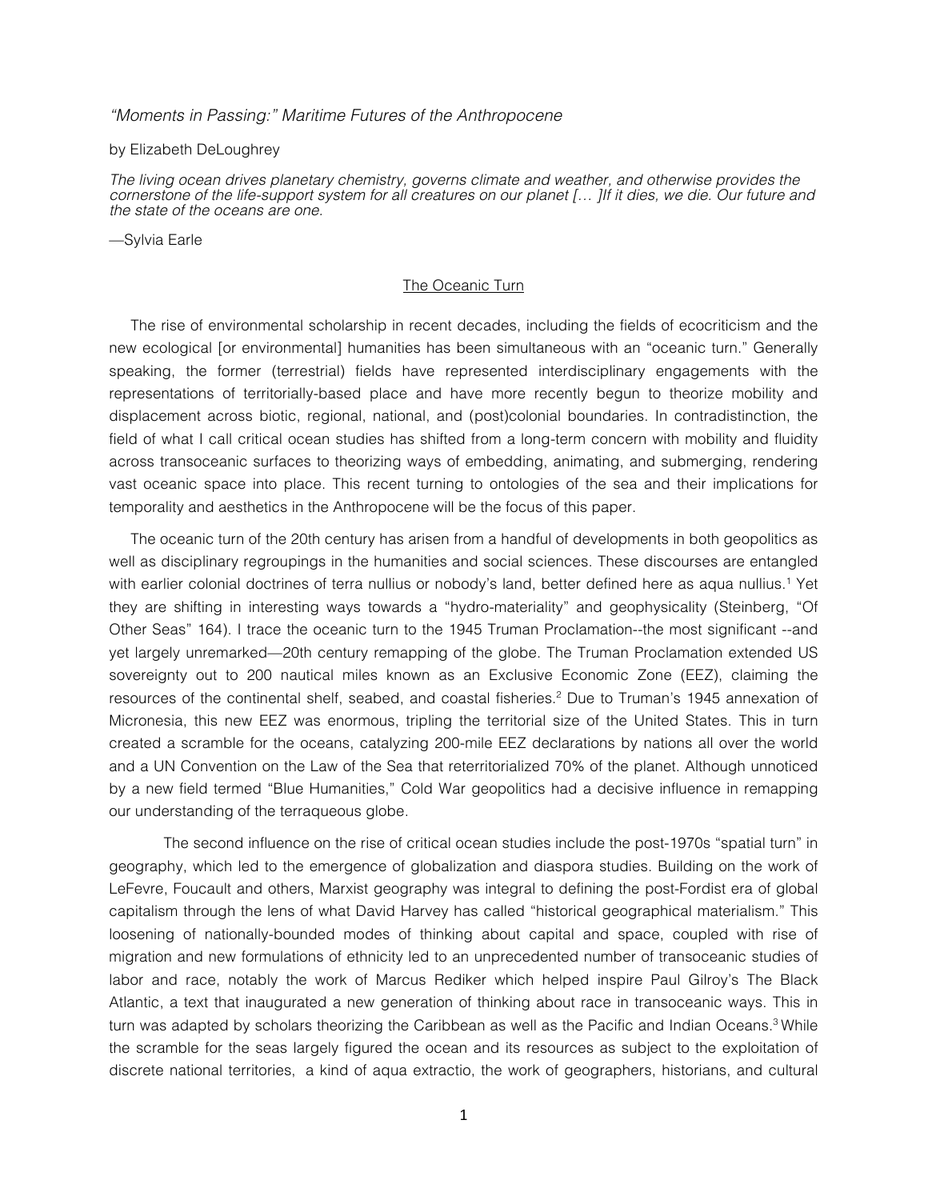*"Moments in Passing:" Maritime Futures of the Anthropocene*

by Elizabeth DeLoughrey

*The living ocean drives planetary chemistry, governs climate and weather, and otherwise provides the cornerstone of the life-support system for all creatures on our planet [… ]If it dies, we die. Our future and the state of the oceans are one.*

—Sylvia Earle

## The Oceanic Turn

The rise of environmental scholarship in recent decades, including the fields of ecocriticism and the new ecological [or environmental] humanities has been simultaneous with an "oceanic turn." Generally speaking, the former (terrestrial) fields have represented interdisciplinary engagements with the representations of territorially-based place and have more recently begun to theorize mobility and displacement across biotic, regional, national, and (post)colonial boundaries. In contradistinction, the field of what I call critical ocean studies has shifted from a long-term concern with mobility and fluidity across transoceanic surfaces to theorizing ways of embedding, animating, and submerging, rendering vast oceanic space into place. This recent turning to ontologies of the sea and their implications for temporality and aesthetics in the Anthropocene will be the focus of this paper.

The oceanic turn of the 20th century has arisen from a handful of developments in both geopolitics as well as disciplinary regroupings in the humanities and social sciences. These discourses are entangled with earlier colonial doctrines of terra nullius or nobody's land, better defined here as aqua nullius.[1] Yet they are shifting in interesting ways towards a "hydro-materiality" and geophysicality (Steinberg, "Of Other Seas" 164). I trace the oceanic turn to the 1945 Truman Proclamation--the most significant --and yet largely unremarked—20th century remapping of the globe. The Truman Proclamation extended US sovereignty out to 200 nautical miles known as an Exclusive Economic Zone (EEZ), claiming the resources of the continental shelf, seabed, and coastal fisheries.[2] Due to Truman's 1945 annexation of Micronesia, this new EEZ was enormous, tripling the territorial size of the United States. This in turn created a scramble for the oceans, catalyzing 200-mile EEZ declarations by nations all over the world and a UN Convention on the Law of the Sea that reterritorialized 70% of the planet. Although unnoticed by a new field termed "Blue Humanities," Cold War geopolitics had a decisive influence in remapping our understanding of the terraqueous globe.

The second influence on the rise of critical ocean studies include the post-1970s "spatial turn" in geography, which led to the emergence of globalization and diaspora studies. Building on the work of LeFevre, Foucault and others, Marxist geography was integral to defining the post-Fordist era of global capitalism through the lens of what David Harvey has called "historical geographical materialism." This loosening of nationally-bounded modes of thinking about capital and space, coupled with rise of migration and new formulations of ethnicity led to an unprecedented number of transoceanic studies of labor and race, notably the work of Marcus Rediker which helped inspire Paul Gilroy's The Black Atlantic, a text that inaugurated a new generation of thinking about race in transoceanic ways. This in turn was adapted by scholars theorizing the Caribbean as well as the Pacific and Indian Oceans.[3] While the scramble for the seas largely figured the ocean and its resources as subject to the exploitation of discrete national territories, a kind of aqua extractio, the work of geographers, historians, and cultural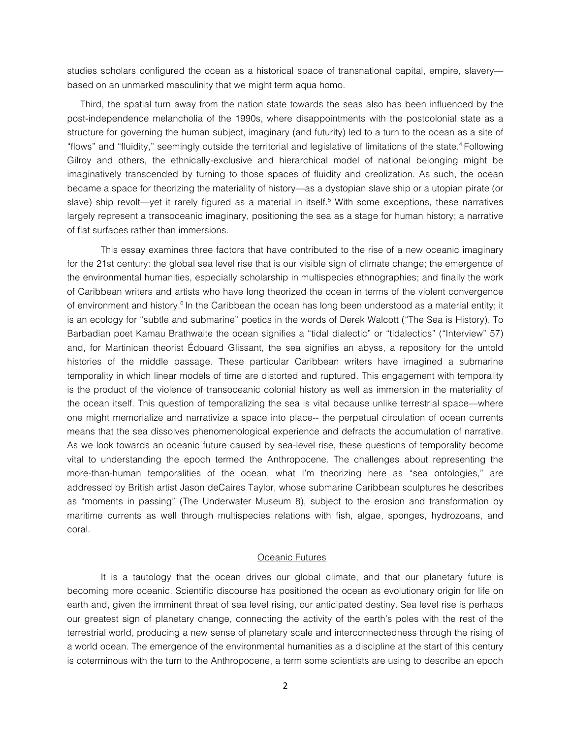studies scholars configured the ocean as a historical space of transnational capital, empire, slavery—based on an unmarked masculinity that we might term aqua homo.

Third, the spatial turn away from the nation state towards the seas also has been influenced by the post-independence melancholia of the 1990s, where disappointments with the postcolonial state as a structure for governing the human subject, imaginary (and futurity) led to a turn to the ocean as a site of "flows" and "fluidity," seemingly outside the territorial and legislative of limitations of the state.[4] Following Gilroy and others, the ethnically-exclusive and hierarchical model of national belonging might be imaginatively transcended by turning to those spaces of fluidity and creolization. As such, the ocean became a space for theorizing the materiality of history—as a dystopian slave ship or a utopian pirate (or slave) ship revolt—yet it rarely figured as a material in itself.[5] With some exceptions, these narratives largely represent a transoceanic imaginary, positioning the sea as a stage for human history; a narrative of flat surfaces rather than immersions.

This essay examines three factors that have contributed to the rise of a new oceanic imaginary for the 21st century: the global sea level rise that is our visible sign of climate change; the emergence of the environmental humanities, especially scholarship in multispecies ethnographies; and finally the work of Caribbean writers and artists who have long theorized the ocean in terms of the violent convergence of environment and history.[6] In the Caribbean the ocean has long been understood as a material entity; it is an ecology for "subtle and submarine" poetics in the words of Derek Walcott ("The Sea is History). To Barbadian poet Kamau Brathwaite the ocean signifies a "tidal dialectic" or "tidalectics" ("Interview" 57) and, for Martinican theorist Édouard Glissant, the sea signifies an abyss, a repository for the untold histories of the middle passage. These particular Caribbean writers have imagined a submarine temporality in which linear models of time are distorted and ruptured. This engagement with temporality is the product of the violence of transoceanic colonial history as well as immersion in the materiality of the ocean itself. This question of temporalizing the sea is vital because unlike terrestrial space—where one might memorialize and narrativize a space into place-- the perpetual circulation of ocean currents means that the sea dissolves phenomenological experience and defracts the accumulation of narrative. As we look towards an oceanic future caused by sea-level rise, these questions of temporality become vital to understanding the epoch termed the Anthropocene. The challenges about representing the more-than-human temporalities of the ocean, what I'm theorizing here as "sea ontologies," are addressed by British artist Jason deCaires Taylor, whose submarine Caribbean sculptures he describes as "moments in passing" (The Underwater Museum 8), subject to the erosion and transformation by maritime currents as well through multispecies relations with fish, algae, sponges, hydrozoans, and coral.

## Oceanic Futures

It is a tautology that the ocean drives our global climate, and that our planetary future is becoming more oceanic. Scientific discourse has positioned the ocean as evolutionary origin for life on earth and, given the imminent threat of sea level rising, our anticipated destiny. Sea level rise is perhaps our greatest sign of planetary change, connecting the activity of the earth's poles with the rest of the terrestrial world, producing a new sense of planetary scale and interconnectedness through the rising of a world ocean. The emergence of the environmental humanities as a discipline at the start of this century is coterminous with the turn to the Anthropocene, a term some scientists are using to describe an epoch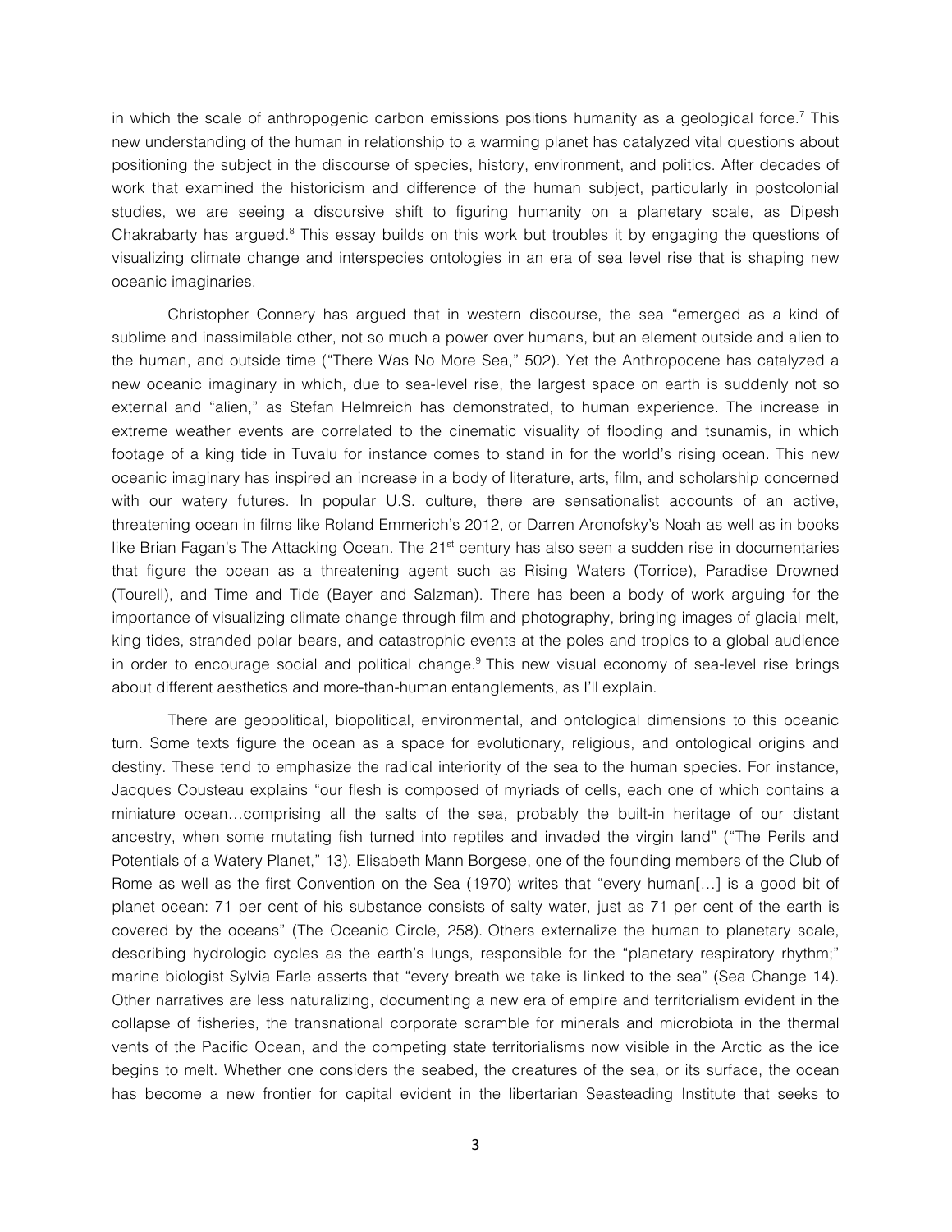in which the scale of anthropogenic carbon emissions positions humanity as a geological force.[7] This new understanding of the human in relationship to a warming planet has catalyzed vital questions about positioning the subject in the discourse of species, history, environment, and politics. After decades of work that examined the historicism and difference of the human subject, particularly in postcolonial studies, we are seeing a discursive shift to figuring humanity on a planetary scale, as Dipesh Chakrabarty has argued.[8] This essay builds on this work but troubles it by engaging the questions of visualizing climate change and interspecies ontologies in an era of sea level rise that is shaping new oceanic imaginaries.

Christopher Connery has argued that in western discourse, the sea "emerged as a kind of sublime and inassimilable other, not so much a power over humans, but an element outside and alien to the human, and outside time ("There Was No More Sea," 502). Yet the Anthropocene has catalyzed a new oceanic imaginary in which, due to sea-level rise, the largest space on earth is suddenly not so external and "alien," as Stefan Helmreich has demonstrated, to human experience. The increase in extreme weather events are correlated to the cinematic visuality of flooding and tsunamis, in which footage of a king tide in Tuvalu for instance comes to stand in for the world's rising ocean. This new oceanic imaginary has inspired an increase in a body of literature, arts, film, and scholarship concerned with our watery futures. In popular U.S. culture, there are sensationalist accounts of an active, threatening ocean in films like Roland Emmerich's 2012, or Darren Aronofsky's Noah as well as in books like Brian Fagan's The Attacking Ocean. The 21st century has also seen a sudden rise in documentaries that figure the ocean as a threatening agent such as Rising Waters (Torrice), Paradise Drowned (Tourell), and Time and Tide (Bayer and Salzman). There has been a body of work arguing for the importance of visualizing climate change through film and photography, bringing images of glacial melt, king tides, stranded polar bears, and catastrophic events at the poles and tropics to a global audience in order to encourage social and political change.[9] This new visual economy of sea-level rise brings about different aesthetics and more-than-human entanglements, as I'll explain.

There are geopolitical, biopolitical, environmental, and ontological dimensions to this oceanic turn. Some texts figure the ocean as a space for evolutionary, religious, and ontological origins and destiny. These tend to emphasize the radical interiority of the sea to the human species. For instance, Jacques Cousteau explains "our flesh is composed of myriads of cells, each one of which contains a miniature ocean…comprising all the salts of the sea, probably the built-in heritage of our distant ancestry, when some mutating fish turned into reptiles and invaded the virgin land" ("The Perils and Potentials of a Watery Planet," 13). Elisabeth Mann Borgese, one of the founding members of the Club of Rome as well as the first Convention on the Sea (1970) writes that "every human[…] is a good bit of planet ocean: 71 per cent of his substance consists of salty water, just as 71 per cent of the earth is covered by the oceans" (The Oceanic Circle, 258). Others externalize the human to planetary scale, describing hydrologic cycles as the earth's lungs, responsible for the "planetary respiratory rhythm;" marine biologist Sylvia Earle asserts that "every breath we take is linked to the sea" (Sea Change 14). Other narratives are less naturalizing, documenting a new era of empire and territorialism evident in the collapse of fisheries, the transnational corporate scramble for minerals and microbiota in the thermal vents of the Pacific Ocean, and the competing state territorialisms now visible in the Arctic as the ice begins to melt. Whether one considers the seabed, the creatures of the sea, or its surface, the ocean has become a new frontier for capital evident in the libertarian Seasteading Institute that seeks to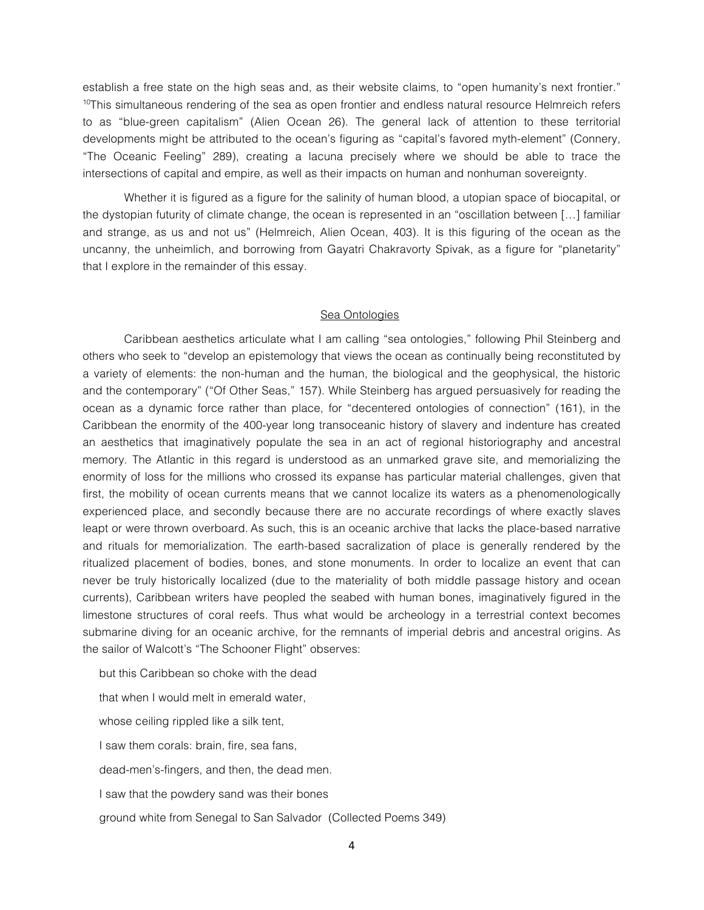establish a free state on the high seas and, as their website claims, to "open humanity's next frontier." [10]This simultaneous rendering of the sea as open frontier and endless natural resource Helmreich refers to as "blue-green capitalism" (Alien Ocean 26). The general lack of attention to these territorial developments might be attributed to the ocean's figuring as "capital's favored myth-element" (Connery, "The Oceanic Feeling" 289), creating a lacuna precisely where we should be able to trace the intersections of capital and empire, as well as their impacts on human and nonhuman sovereignty.

Whether it is figured as a figure for the salinity of human blood, a utopian space of biocapital, or the dystopian futurity of climate change, the ocean is represented in an "oscillation between […] familiar and strange, as us and not us" (Helmreich, Alien Ocean, 403). It is this figuring of the ocean as the uncanny, the unheimlich, and borrowing from Gayatri Chakravorty Spivak, as a figure for "planetarity" that I explore in the remainder of this essay.

## Sea Ontologies

Caribbean aesthetics articulate what I am calling "sea ontologies," following Phil Steinberg and others who seek to "develop an epistemology that views the ocean as continually being reconstituted by a variety of elements: the non-human and the human, the biological and the geophysical, the historic and the contemporary" ("Of Other Seas," 157). While Steinberg has argued persuasively for reading the ocean as a dynamic force rather than place, for "decentered ontologies of connection" (161), in the Caribbean the enormity of the 400-year long transoceanic history of slavery and indenture has created an aesthetics that imaginatively populate the sea in an act of regional historiography and ancestral memory. The Atlantic in this regard is understood as an unmarked grave site, and memorializing the enormity of loss for the millions who crossed its expanse has particular material challenges, given that first, the mobility of ocean currents means that we cannot localize its waters as a phenomenologically experienced place, and secondly because there are no accurate recordings of where exactly slaves leapt or were thrown overboard. As such, this is an oceanic archive that lacks the place-based narrative and rituals for memorialization. The earth-based sacralization of place is generally rendered by the ritualized placement of bodies, bones, and stone monuments. In order to localize an event that can never be truly historically localized (due to the materiality of both middle passage history and ocean currents), Caribbean writers have peopled the seabed with human bones, imaginatively figured in the limestone structures of coral reefs. Thus what would be archeology in a terrestrial context becomes submarine diving for an oceanic archive, for the remnants of imperial debris and ancestral origins. As the sailor of Walcott's "The Schooner Flight" observes:

> but this Caribbean so choke with the dead
>
> that when I would melt in emerald water,
>
> whose ceiling rippled like a silk tent,
>
> I saw them corals: brain, fire, sea fans,
>
> dead-men's-fingers, and then, the dead men.
>
> I saw that the powdery sand was their bones
>
> ground white from Senegal to San Salvador (Collected Poems 349)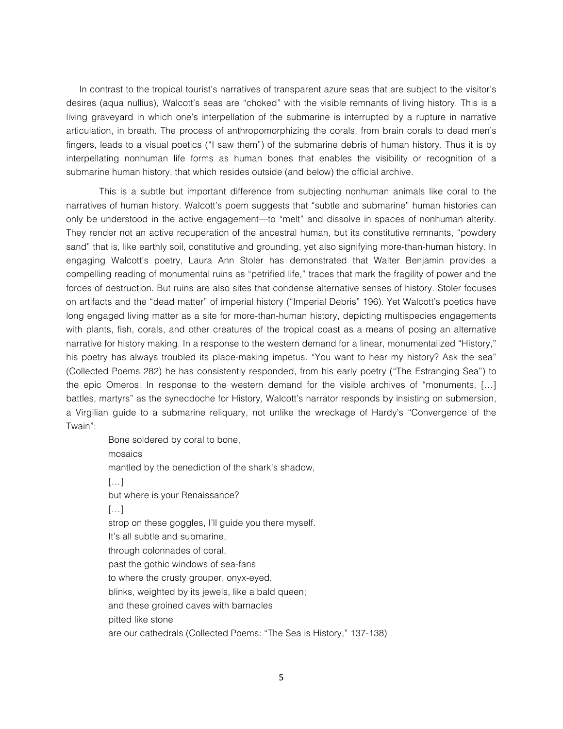In contrast to the tropical tourist's narratives of transparent azure seas that are subject to the visitor's desires (aqua nullius), Walcott's seas are "choked" with the visible remnants of living history. This is a living graveyard in which one's interpellation of the submarine is interrupted by a rupture in narrative articulation, in breath. The process of anthropomorphizing the corals, from brain corals to dead men's fingers, leads to a visual poetics ("I saw them") of the submarine debris of human history. Thus it is by interpellating nonhuman life forms as human bones that enables the visibility or recognition of a submarine human history, that which resides outside (and below) the official archive.

This is a subtle but important difference from subjecting nonhuman animals like coral to the narratives of human history. Walcott's poem suggests that "subtle and submarine" human histories can only be understood in the active engagement—to "melt" and dissolve in spaces of nonhuman alterity. They render not an active recuperation of the ancestral human, but its constitutive remnants, "powdery sand" that is, like earthly soil, constitutive and grounding, yet also signifying more-than-human history. In engaging Walcott's poetry, Laura Ann Stoler has demonstrated that Walter Benjamin provides a compelling reading of monumental ruins as "petrified life," traces that mark the fragility of power and the forces of destruction. But ruins are also sites that condense alternative senses of history. Stoler focuses on artifacts and the "dead matter" of imperial history ("Imperial Debris" 196). Yet Walcott's poetics have long engaged living matter as a site for more-than-human history, depicting multispecies engagements with plants, fish, corals, and other creatures of the tropical coast as a means of posing an alternative narrative for history making. In a response to the western demand for a linear, monumentalized "History," his poetry has always troubled its place-making impetus. "You want to hear my history? Ask the sea" (Collected Poems 282) he has consistently responded, from his early poetry ("The Estranging Sea") to the epic Omeros. In response to the western demand for the visible archives of "monuments, […] battles, martyrs" as the synecdoche for History, Walcott's narrator responds by insisting on submersion, a Virgilian guide to a submarine reliquary, not unlike the wreckage of Hardy's "Convergence of the Twain":

> Bone soldered by coral to bone,
> mosaics
> mantled by the benediction of the shark's shadow,
> […]
> but where is your Renaissance?
> […]
> strop on these goggles, I'll guide you there myself.
> It's all subtle and submarine,
> through colonnades of coral,
> past the gothic windows of sea-fans
> to where the crusty grouper, onyx-eyed,
> blinks, weighted by its jewels, like a bald queen;
> and these groined caves with barnacles
> pitted like stone
> are our cathedrals (Collected Poems: "The Sea is History," 137-138)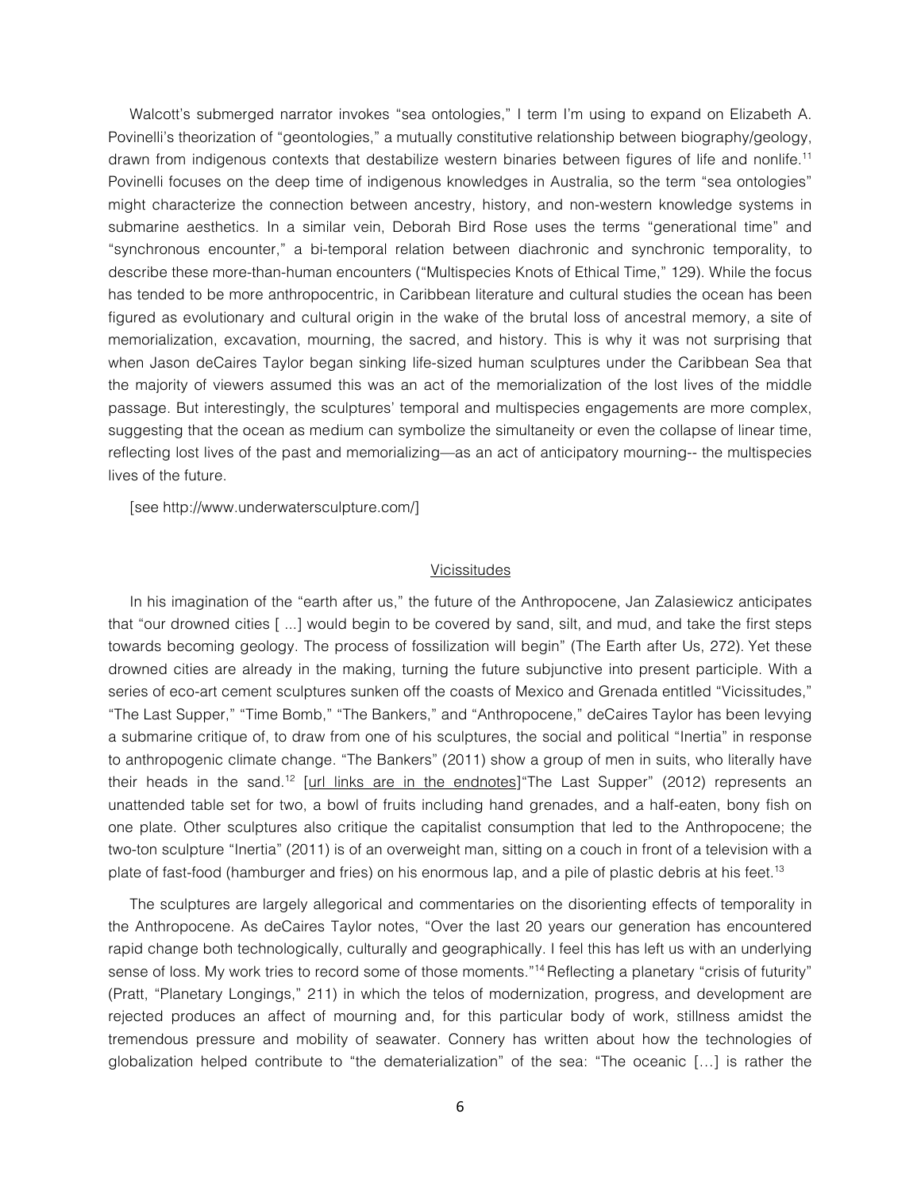Walcott's submerged narrator invokes "sea ontologies," I term I'm using to expand on Elizabeth A. Povinelli's theorization of "geontologies," a mutually constitutive relationship between biography/geology, drawn from indigenous contexts that destabilize western binaries between figures of life and nonlife.[11] Povinelli focuses on the deep time of indigenous knowledges in Australia, so the term "sea ontologies" might characterize the connection between ancestry, history, and non-western knowledge systems in submarine aesthetics. In a similar vein, Deborah Bird Rose uses the terms "generational time" and "synchronous encounter," a bi-temporal relation between diachronic and synchronic temporality, to describe these more-than-human encounters ("Multispecies Knots of Ethical Time," 129). While the focus has tended to be more anthropocentric, in Caribbean literature and cultural studies the ocean has been figured as evolutionary and cultural origin in the wake of the brutal loss of ancestral memory, a site of memorialization, excavation, mourning, the sacred, and history. This is why it was not surprising that when Jason deCaires Taylor began sinking life-sized human sculptures under the Caribbean Sea that the majority of viewers assumed this was an act of the memorialization of the lost lives of the middle passage. But interestingly, the sculptures' temporal and multispecies engagements are more complex, suggesting that the ocean as medium can symbolize the simultaneity or even the collapse of linear time, reflecting lost lives of the past and memorializing—as an act of anticipatory mourning-- the multispecies lives of the future.

[see http://www.underwatersculpture.com/]

## Vicissitudes

In his imagination of the "earth after us," the future of the Anthropocene, Jan Zalasiewicz anticipates that "our drowned cities [ ...] would begin to be covered by sand, silt, and mud, and take the first steps towards becoming geology. The process of fossilization will begin" (The Earth after Us, 272). Yet these drowned cities are already in the making, turning the future subjunctive into present participle. With a series of eco-art cement sculptures sunken off the coasts of Mexico and Grenada entitled "Vicissitudes," "The Last Supper," "Time Bomb," "The Bankers," and "Anthropocene," deCaires Taylor has been levying a submarine critique of, to draw from one of his sculptures, the social and political "Inertia" in response to anthropogenic climate change. "The Bankers" (2011) show a group of men in suits, who literally have their heads in the sand.[12] [url links are in the endnotes]"The Last Supper" (2012) represents an unattended table set for two, a bowl of fruits including hand grenades, and a half-eaten, bony fish on one plate. Other sculptures also critique the capitalist consumption that led to the Anthropocene; the two-ton sculpture "Inertia" (2011) is of an overweight man, sitting on a couch in front of a television with a plate of fast-food (hamburger and fries) on his enormous lap, and a pile of plastic debris at his feet.[13]

The sculptures are largely allegorical and commentaries on the disorienting effects of temporality in the Anthropocene. As deCaires Taylor notes, "Over the last 20 years our generation has encountered rapid change both technologically, culturally and geographically. I feel this has left us with an underlying sense of loss. My work tries to record some of those moments."[14] Reflecting a planetary "crisis of futurity" (Pratt, "Planetary Longings," 211) in which the telos of modernization, progress, and development are rejected produces an affect of mourning and, for this particular body of work, stillness amidst the tremendous pressure and mobility of seawater. Connery has written about how the technologies of globalization helped contribute to "the dematerialization" of the sea: "The oceanic […] is rather the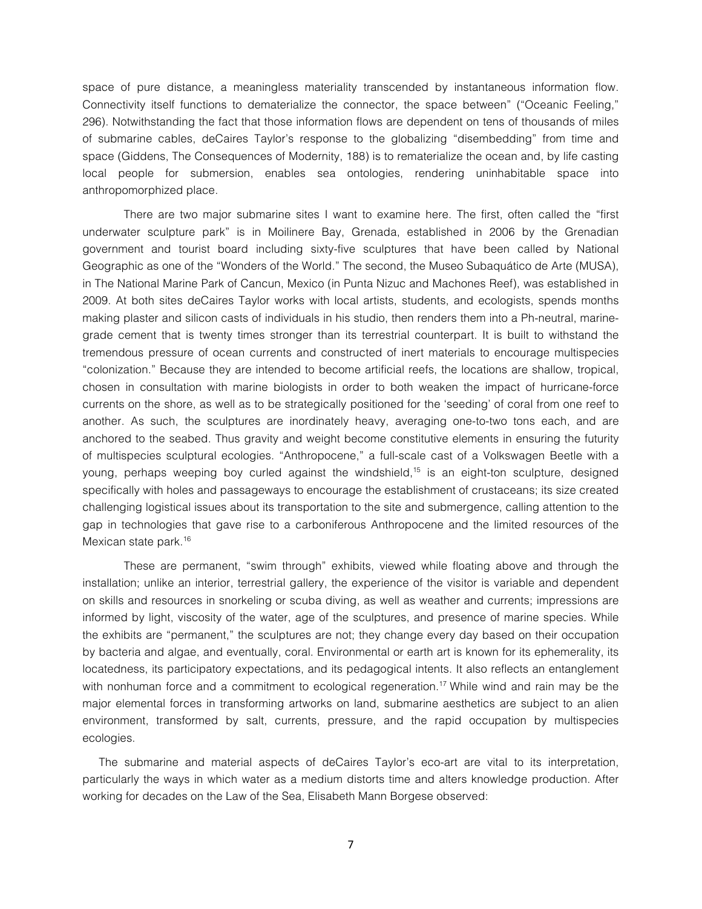space of pure distance, a meaningless materiality transcended by instantaneous information flow. Connectivity itself functions to dematerialize the connector, the space between" ("Oceanic Feeling," 296). Notwithstanding the fact that those information flows are dependent on tens of thousands of miles of submarine cables, deCaires Taylor's response to the globalizing "disembedding" from time and space (Giddens, The Consequences of Modernity, 188) is to rematerialize the ocean and, by life casting local people for submersion, enables sea ontologies, rendering uninhabitable space into anthropomorphized place.

There are two major submarine sites I want to examine here. The first, often called the "first underwater sculpture park" is in Moilinere Bay, Grenada, established in 2006 by the Grenadian government and tourist board including sixty-five sculptures that have been called by National Geographic as one of the "Wonders of the World." The second, the Museo Subaquático de Arte (MUSA), in The National Marine Park of Cancun, Mexico (in Punta Nizuc and Machones Reef), was established in 2009. At both sites deCaires Taylor works with local artists, students, and ecologists, spends months making plaster and silicon casts of individuals in his studio, then renders them into a Ph-neutral, marine-grade cement that is twenty times stronger than its terrestrial counterpart. It is built to withstand the tremendous pressure of ocean currents and constructed of inert materials to encourage multispecies "colonization." Because they are intended to become artificial reefs, the locations are shallow, tropical, chosen in consultation with marine biologists in order to both weaken the impact of hurricane-force currents on the shore, as well as to be strategically positioned for the 'seeding' of coral from one reef to another. As such, the sculptures are inordinately heavy, averaging one-to-two tons each, and are anchored to the seabed. Thus gravity and weight become constitutive elements in ensuring the futurity of multispecies sculptural ecologies. "Anthropocene," a full-scale cast of a Volkswagen Beetle with a young, perhaps weeping boy curled against the windshield,[15] is an eight-ton sculpture, designed specifically with holes and passageways to encourage the establishment of crustaceans; its size created challenging logistical issues about its transportation to the site and submergence, calling attention to the gap in technologies that gave rise to a carboniferous Anthropocene and the limited resources of the Mexican state park.[16]

These are permanent, "swim through" exhibits, viewed while floating above and through the installation; unlike an interior, terrestrial gallery, the experience of the visitor is variable and dependent on skills and resources in snorkeling or scuba diving, as well as weather and currents; impressions are informed by light, viscosity of the water, age of the sculptures, and presence of marine species. While the exhibits are "permanent," the sculptures are not; they change every day based on their occupation by bacteria and algae, and eventually, coral. Environmental or earth art is known for its ephemerality, its locatedness, its participatory expectations, and its pedagogical intents. It also reflects an entanglement with nonhuman force and a commitment to ecological regeneration.[17] While wind and rain may be the major elemental forces in transforming artworks on land, submarine aesthetics are subject to an alien environment, transformed by salt, currents, pressure, and the rapid occupation by multispecies ecologies.

The submarine and material aspects of deCaires Taylor's eco-art are vital to its interpretation, particularly the ways in which water as a medium distorts time and alters knowledge production. After working for decades on the Law of the Sea, Elisabeth Mann Borgese observed: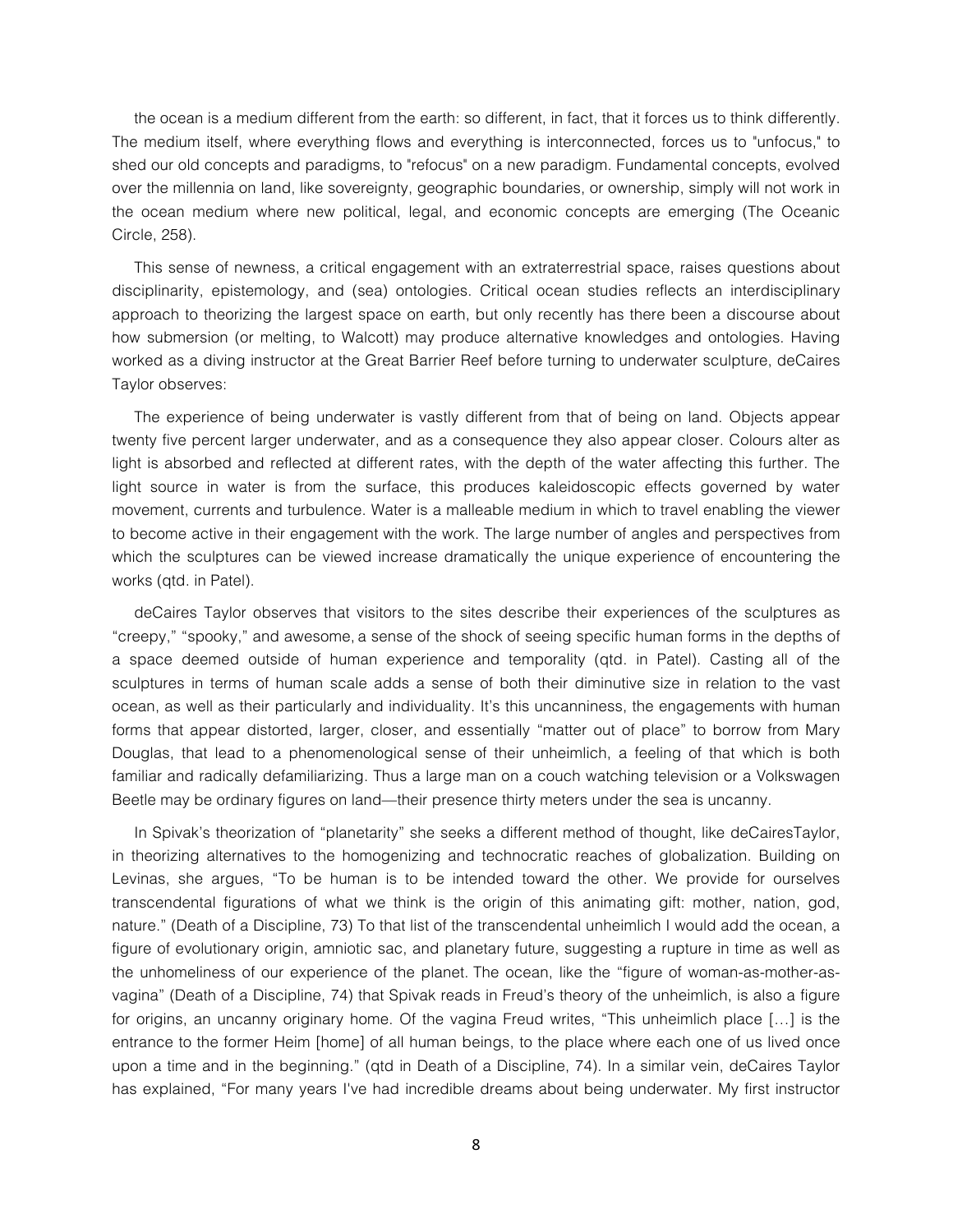the ocean is a medium different from the earth: so different, in fact, that it forces us to think differently. The medium itself, where everything flows and everything is interconnected, forces us to "unfocus," to shed our old concepts and paradigms, to "refocus" on a new paradigm. Fundamental concepts, evolved over the millennia on land, like sovereignty, geographic boundaries, or ownership, simply will not work in the ocean medium where new political, legal, and economic concepts are emerging (The Oceanic Circle, 258).

This sense of newness, a critical engagement with an extraterrestrial space, raises questions about disciplinarity, epistemology, and (sea) ontologies. Critical ocean studies reflects an interdisciplinary approach to theorizing the largest space on earth, but only recently has there been a discourse about how submersion (or melting, to Walcott) may produce alternative knowledges and ontologies. Having worked as a diving instructor at the Great Barrier Reef before turning to underwater sculpture, deCaires Taylor observes:

The experience of being underwater is vastly different from that of being on land. Objects appear twenty five percent larger underwater, and as a consequence they also appear closer. Colours alter as light is absorbed and reflected at different rates, with the depth of the water affecting this further. The light source in water is from the surface, this produces kaleidoscopic effects governed by water movement, currents and turbulence. Water is a malleable medium in which to travel enabling the viewer to become active in their engagement with the work. The large number of angles and perspectives from which the sculptures can be viewed increase dramatically the unique experience of encountering the works (qtd. in Patel).

deCaires Taylor observes that visitors to the sites describe their experiences of the sculptures as "creepy," "spooky," and awesome, a sense of the shock of seeing specific human forms in the depths of a space deemed outside of human experience and temporality (qtd. in Patel). Casting all of the sculptures in terms of human scale adds a sense of both their diminutive size in relation to the vast ocean, as well as their particularly and individuality. It's this uncanniness, the engagements with human forms that appear distorted, larger, closer, and essentially "matter out of place" to borrow from Mary Douglas, that lead to a phenomenological sense of their unheimlich, a feeling of that which is both familiar and radically defamiliarizing. Thus a large man on a couch watching television or a Volkswagen Beetle may be ordinary figures on land—their presence thirty meters under the sea is uncanny.

In Spivak's theorization of "planetarity" she seeks a different method of thought, like deCairesTaylor, in theorizing alternatives to the homogenizing and technocratic reaches of globalization. Building on Levinas, she argues, "To be human is to be intended toward the other. We provide for ourselves transcendental figurations of what we think is the origin of this animating gift: mother, nation, god, nature." (Death of a Discipline, 73) To that list of the transcendental unheimlich I would add the ocean, a figure of evolutionary origin, amniotic sac, and planetary future, suggesting a rupture in time as well as the unhomeliness of our experience of the planet. The ocean, like the "figure of woman-as-mother-as-vagina" (Death of a Discipline, 74) that Spivak reads in Freud's theory of the unheimlich, is also a figure for origins, an uncanny originary home. Of the vagina Freud writes, "This unheimlich place […] is the entrance to the former Heim [home] of all human beings, to the place where each one of us lived once upon a time and in the beginning." (qtd in Death of a Discipline, 74). In a similar vein, deCaires Taylor has explained, "For many years I've had incredible dreams about being underwater. My first instructor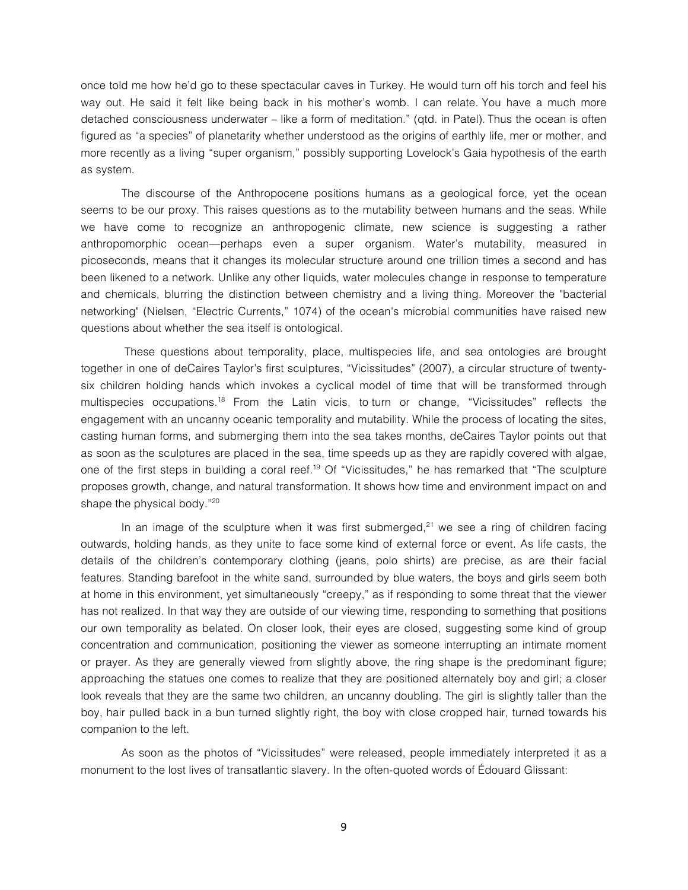once told me how he'd go to these spectacular caves in Turkey. He would turn off his torch and feel his way out. He said it felt like being back in his mother's womb. I can relate. You have a much more detached consciousness underwater – like a form of meditation." (qtd. in Patel). Thus the ocean is often figured as "a species" of planetarity whether understood as the origins of earthly life, mer or mother, and more recently as a living "super organism," possibly supporting Lovelock's Gaia hypothesis of the earth as system.

The discourse of the Anthropocene positions humans as a geological force, yet the ocean seems to be our proxy. This raises questions as to the mutability between humans and the seas. While we have come to recognize an anthropogenic climate, new science is suggesting a rather anthropomorphic ocean—perhaps even a super organism. Water's mutability, measured in picoseconds, means that it changes its molecular structure around one trillion times a second and has been likened to a network. Unlike any other liquids, water molecules change in response to temperature and chemicals, blurring the distinction between chemistry and a living thing. Moreover the "bacterial networking" (Nielsen, "Electric Currents," 1074) of the ocean's microbial communities have raised new questions about whether the sea itself is ontological.

These questions about temporality, place, multispecies life, and sea ontologies are brought together in one of deCaires Taylor's first sculptures, "Vicissitudes" (2007), a circular structure of twenty-six children holding hands which invokes a cyclical model of time that will be transformed through multispecies occupations.[18] From the Latin vicis, to turn or change, "Vicissitudes" reflects the engagement with an uncanny oceanic temporality and mutability. While the process of locating the sites, casting human forms, and submerging them into the sea takes months, deCaires Taylor points out that as soon as the sculptures are placed in the sea, time speeds up as they are rapidly covered with algae, one of the first steps in building a coral reef.[19] Of "Vicissitudes," he has remarked that "The sculpture proposes growth, change, and natural transformation. It shows how time and environment impact on and shape the physical body."[20]

In an image of the sculpture when it was first submerged,[21] we see a ring of children facing outwards, holding hands, as they unite to face some kind of external force or event. As life casts, the details of the children's contemporary clothing (jeans, polo shirts) are precise, as are their facial features. Standing barefoot in the white sand, surrounded by blue waters, the boys and girls seem both at home in this environment, yet simultaneously "creepy," as if responding to some threat that the viewer has not realized. In that way they are outside of our viewing time, responding to something that positions our own temporality as belated. On closer look, their eyes are closed, suggesting some kind of group concentration and communication, positioning the viewer as someone interrupting an intimate moment or prayer. As they are generally viewed from slightly above, the ring shape is the predominant figure; approaching the statues one comes to realize that they are positioned alternately boy and girl; a closer look reveals that they are the same two children, an uncanny doubling. The girl is slightly taller than the boy, hair pulled back in a bun turned slightly right, the boy with close cropped hair, turned towards his companion to the left.

As soon as the photos of "Vicissitudes" were released, people immediately interpreted it as a monument to the lost lives of transatlantic slavery. In the often-quoted words of Édouard Glissant: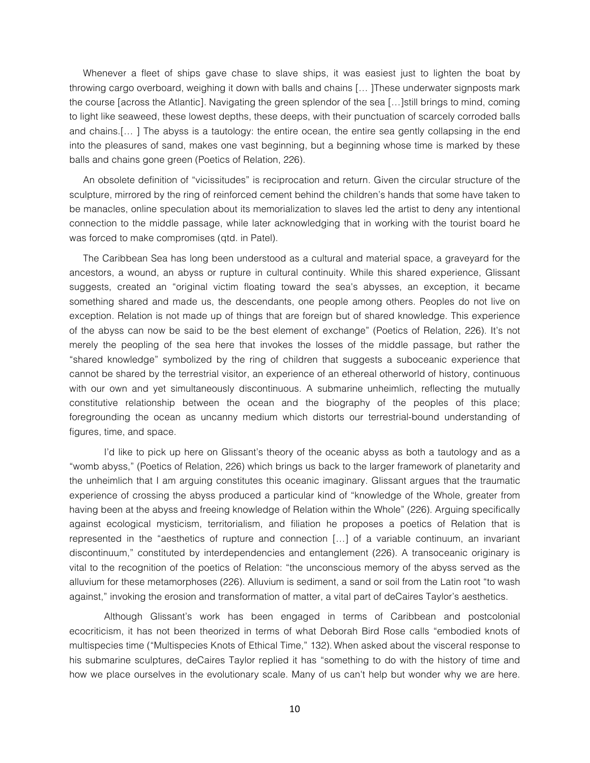Whenever a fleet of ships gave chase to slave ships, it was easiest just to lighten the boat by throwing cargo overboard, weighing it down with balls and chains [… ]These underwater signposts mark the course [across the Atlantic]. Navigating the green splendor of the sea […]still brings to mind, coming to light like seaweed, these lowest depths, these deeps, with their punctuation of scarcely corroded balls and chains.[… ] The abyss is a tautology: the entire ocean, the entire sea gently collapsing in the end into the pleasures of sand, makes one vast beginning, but a beginning whose time is marked by these balls and chains gone green (Poetics of Relation, 226).

An obsolete definition of "vicissitudes" is reciprocation and return. Given the circular structure of the sculpture, mirrored by the ring of reinforced cement behind the children's hands that some have taken to be manacles, online speculation about its memorialization to slaves led the artist to deny any intentional connection to the middle passage, while later acknowledging that in working with the tourist board he was forced to make compromises (qtd. in Patel).

The Caribbean Sea has long been understood as a cultural and material space, a graveyard for the ancestors, a wound, an abyss or rupture in cultural continuity. While this shared experience, Glissant suggests, created an "original victim floating toward the sea's abysses, an exception, it became something shared and made us, the descendants, one people among others. Peoples do not live on exception. Relation is not made up of things that are foreign but of shared knowledge. This experience of the abyss can now be said to be the best element of exchange" (Poetics of Relation, 226). It's not merely the peopling of the sea here that invokes the losses of the middle passage, but rather the "shared knowledge" symbolized by the ring of children that suggests a suboceanic experience that cannot be shared by the terrestrial visitor, an experience of an ethereal otherworld of history, continuous with our own and yet simultaneously discontinuous. A submarine unheimlich, reflecting the mutually constitutive relationship between the ocean and the biography of the peoples of this place; foregrounding the ocean as uncanny medium which distorts our terrestrial-bound understanding of figures, time, and space.

I'd like to pick up here on Glissant's theory of the oceanic abyss as both a tautology and as a "womb abyss," (Poetics of Relation, 226) which brings us back to the larger framework of planetarity and the unheimlich that I am arguing constitutes this oceanic imaginary. Glissant argues that the traumatic experience of crossing the abyss produced a particular kind of "knowledge of the Whole, greater from having been at the abyss and freeing knowledge of Relation within the Whole" (226). Arguing specifically against ecological mysticism, territorialism, and filiation he proposes a poetics of Relation that is represented in the "aesthetics of rupture and connection […] of a variable continuum, an invariant discontinuum," constituted by interdependencies and entanglement (226). A transoceanic originary is vital to the recognition of the poetics of Relation: "the unconscious memory of the abyss served as the alluvium for these metamorphoses (226). Alluvium is sediment, a sand or soil from the Latin root "to wash against," invoking the erosion and transformation of matter, a vital part of deCaires Taylor's aesthetics.

Although Glissant's work has been engaged in terms of Caribbean and postcolonial ecocriticism, it has not been theorized in terms of what Deborah Bird Rose calls "embodied knots of multispecies time ("Multispecies Knots of Ethical Time," 132). When asked about the visceral response to his submarine sculptures, deCaires Taylor replied it has "something to do with the history of time and how we place ourselves in the evolutionary scale. Many of us can't help but wonder why we are here.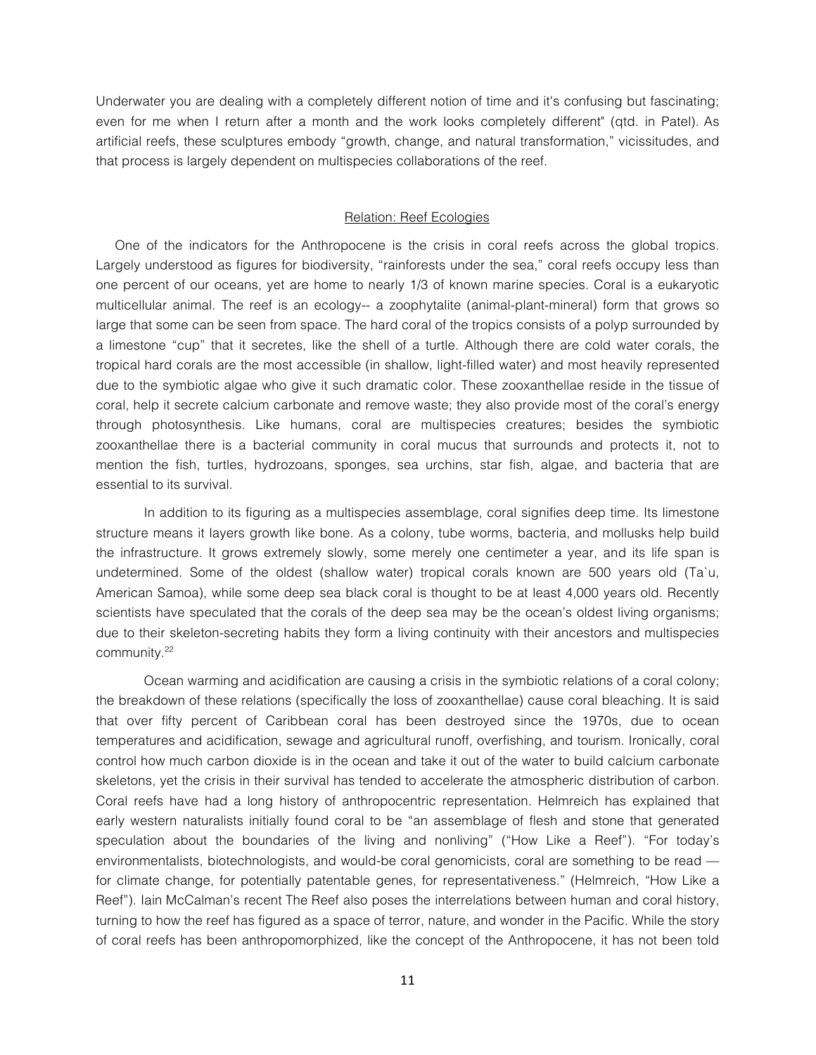Underwater you are dealing with a completely different notion of time and it's confusing but fascinating; even for me when I return after a month and the work looks completely different" (qtd. in Patel). As artificial reefs, these sculptures embody "growth, change, and natural transformation," vicissitudes, and that process is largely dependent on multispecies collaborations of the reef.

## Relation: Reef Ecologies

One of the indicators for the Anthropocene is the crisis in coral reefs across the global tropics. Largely understood as figures for biodiversity, "rainforests under the sea," coral reefs occupy less than one percent of our oceans, yet are home to nearly 1/3 of known marine species. Coral is a eukaryotic multicellular animal. The reef is an ecology-- a zoophytalite (animal-plant-mineral) form that grows so large that some can be seen from space. The hard coral of the tropics consists of a polyp surrounded by a limestone "cup" that it secretes, like the shell of a turtle. Although there are cold water corals, the tropical hard corals are the most accessible (in shallow, light-filled water) and most heavily represented due to the symbiotic algae who give it such dramatic color. These zooxanthellae reside in the tissue of coral, help it secrete calcium carbonate and remove waste; they also provide most of the coral's energy through photosynthesis. Like humans, coral are multispecies creatures; besides the symbiotic zooxanthellae there is a bacterial community in coral mucus that surrounds and protects it, not to mention the fish, turtles, hydrozoans, sponges, sea urchins, star fish, algae, and bacteria that are essential to its survival.

In addition to its figuring as a multispecies assemblage, coral signifies deep time. Its limestone structure means it layers growth like bone. As a colony, tube worms, bacteria, and mollusks help build the infrastructure. It grows extremely slowly, some merely one centimeter a year, and its life span is undetermined. Some of the oldest (shallow water) tropical corals known are 500 years old (Ta`u, American Samoa), while some deep sea black coral is thought to be at least 4,000 years old. Recently scientists have speculated that the corals of the deep sea may be the ocean's oldest living organisms; due to their skeleton-secreting habits they form a living continuity with their ancestors and multispecies community.[22]

Ocean warming and acidification are causing a crisis in the symbiotic relations of a coral colony; the breakdown of these relations (specifically the loss of zooxanthellae) cause coral bleaching. It is said that over fifty percent of Caribbean coral has been destroyed since the 1970s, due to ocean temperatures and acidification, sewage and agricultural runoff, overfishing, and tourism. Ironically, coral control how much carbon dioxide is in the ocean and take it out of the water to build calcium carbonate skeletons, yet the crisis in their survival has tended to accelerate the atmospheric distribution of carbon. Coral reefs have had a long history of anthropocentric representation. Helmreich has explained that early western naturalists initially found coral to be "an assemblage of flesh and stone that generated speculation about the boundaries of the living and nonliving" ("How Like a Reef"). "For today's environmentalists, biotechnologists, and would-be coral genomicists, coral are something to be read — for climate change, for potentially patentable genes, for representativeness." (Helmreich, "How Like a Reef"). Iain McCalman's recent The Reef also poses the interrelations between human and coral history, turning to how the reef has figured as a space of terror, nature, and wonder in the Pacific. While the story of coral reefs has been anthropomorphized, like the concept of the Anthropocene, it has not been told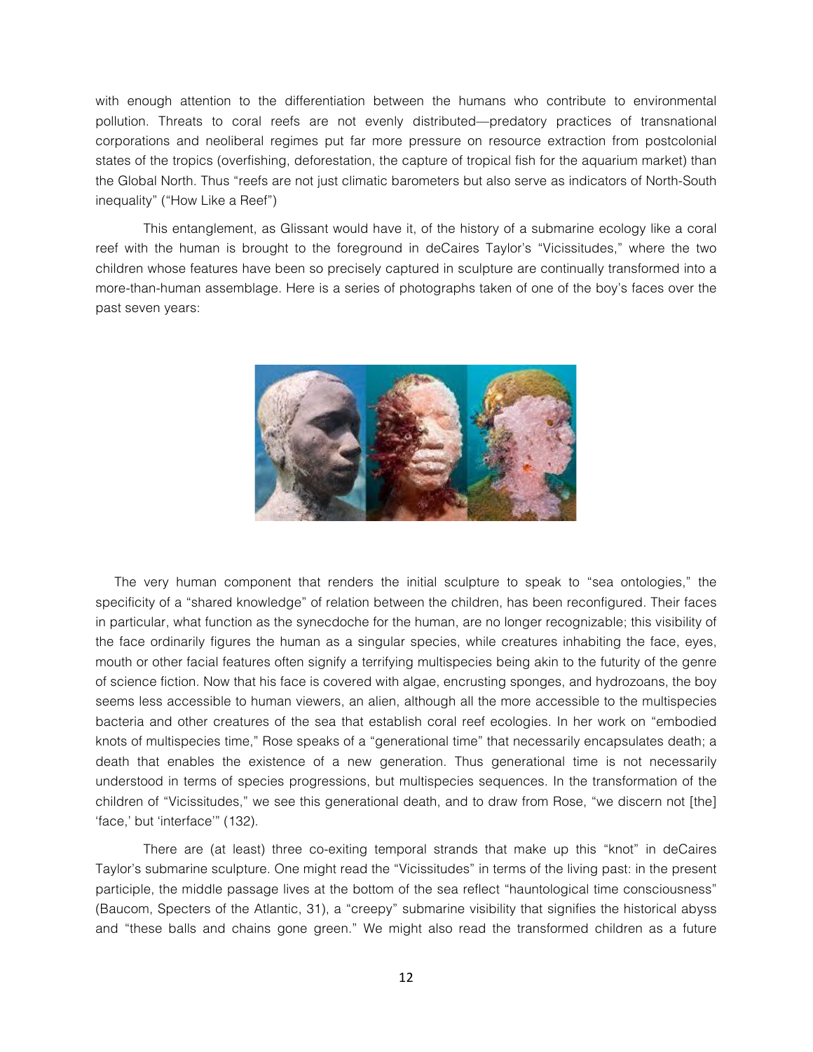with enough attention to the differentiation between the humans who contribute to environmental pollution. Threats to coral reefs are not evenly distributed—predatory practices of transnational corporations and neoliberal regimes put far more pressure on resource extraction from postcolonial states of the tropics (overfishing, deforestation, the capture of tropical fish for the aquarium market) than the Global North. Thus "reefs are not just climatic barometers but also serve as indicators of North-South inequality" ("How Like a Reef")

This entanglement, as Glissant would have it, of the history of a submarine ecology like a coral reef with the human is brought to the foreground in deCaires Taylor's "Vicissitudes," where the two children whose features have been so precisely captured in sculpture are continually transformed into a more-than-human assemblage. Here is a series of photographs taken of one of the boy's faces over the past seven years:

The very human component that renders the initial sculpture to speak to "sea ontologies," the specificity of a "shared knowledge" of relation between the children, has been reconfigured. Their faces in particular, what function as the synecdoche for the human, are no longer recognizable; this visibility of the face ordinarily figures the human as a singular species, while creatures inhabiting the face, eyes, mouth or other facial features often signify a terrifying multispecies being akin to the futurity of the genre of science fiction. Now that his face is covered with algae, encrusting sponges, and hydrozoans, the boy seems less accessible to human viewers, an alien, although all the more accessible to the multispecies bacteria and other creatures of the sea that establish coral reef ecologies. In her work on "embodied knots of multispecies time," Rose speaks of a "generational time" that necessarily encapsulates death; a death that enables the existence of a new generation. Thus generational time is not necessarily understood in terms of species progressions, but multispecies sequences. In the transformation of the children of "Vicissitudes," we see this generational death, and to draw from Rose, "we discern not [the] 'face,' but 'interface'" (132).

There are (at least) three co-exiting temporal strands that make up this "knot" in deCaires Taylor's submarine sculpture. One might read the "Vicissitudes" in terms of the living past: in the present participle, the middle passage lives at the bottom of the sea reflect "hauntological time consciousness" (Baucom, Specters of the Atlantic, 31), a "creepy" submarine visibility that signifies the historical abyss and "these balls and chains gone green." We might also read the transformed children as a future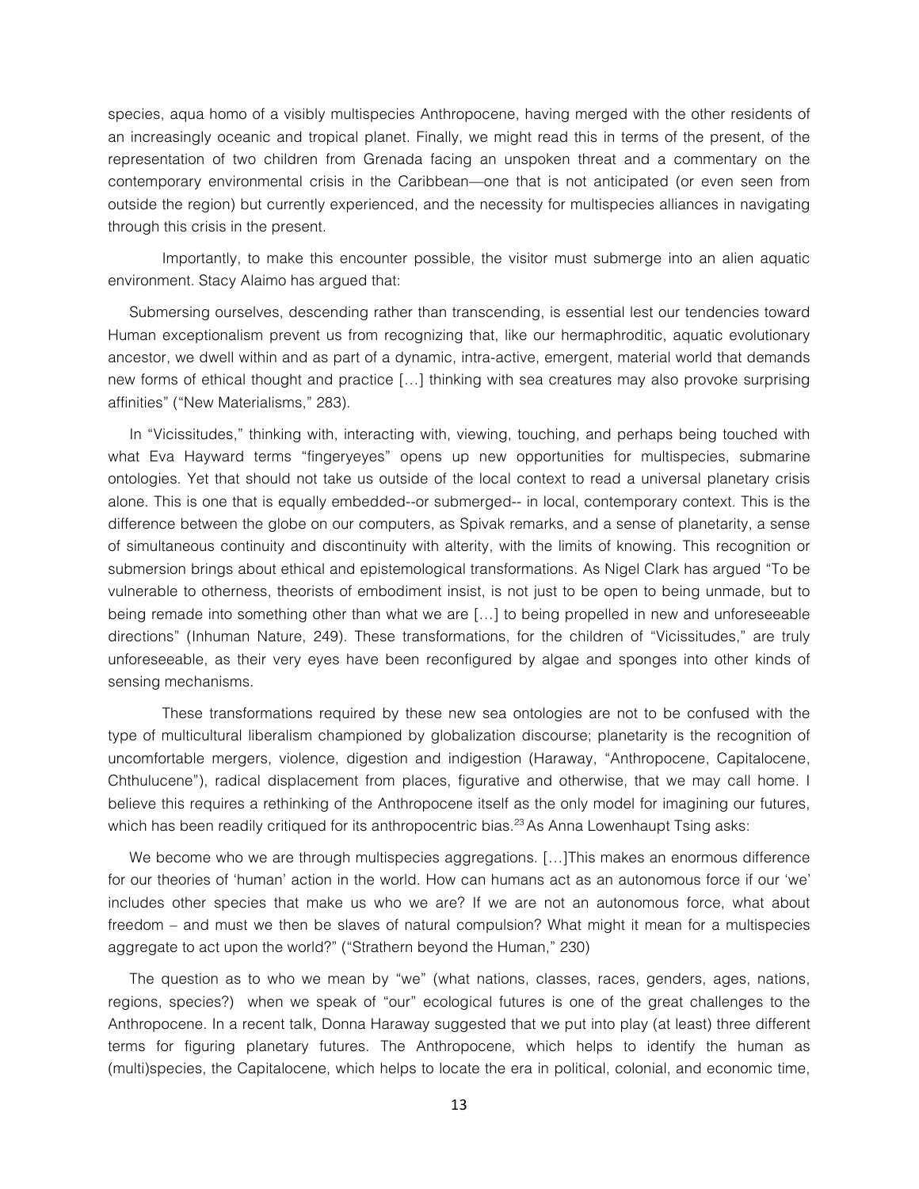species, aqua homo of a visibly multispecies Anthropocene, having merged with the other residents of an increasingly oceanic and tropical planet. Finally, we might read this in terms of the present, of the representation of two children from Grenada facing an unspoken threat and a commentary on the contemporary environmental crisis in the Caribbean—one that is not anticipated (or even seen from outside the region) but currently experienced, and the necessity for multispecies alliances in navigating through this crisis in the present.

Importantly, to make this encounter possible, the visitor must submerge into an alien aquatic environment. Stacy Alaimo has argued that:

> Submersing ourselves, descending rather than transcending, is essential lest our tendencies toward Human exceptionalism prevent us from recognizing that, like our hermaphroditic, aquatic evolutionary ancestor, we dwell within and as part of a dynamic, intra-active, emergent, material world that demands new forms of ethical thought and practice […] thinking with sea creatures may also provoke surprising affinities" ("New Materialisms," 283).

In "Vicissitudes," thinking with, interacting with, viewing, touching, and perhaps being touched with what Eva Hayward terms "fingeryeyes" opens up new opportunities for multispecies, submarine ontologies. Yet that should not take us outside of the local context to read a universal planetary crisis alone. This is one that is equally embedded--or submerged-- in local, contemporary context. This is the difference between the globe on our computers, as Spivak remarks, and a sense of planetarity, a sense of simultaneous continuity and discontinuity with alterity, with the limits of knowing. This recognition or submersion brings about ethical and epistemological transformations. As Nigel Clark has argued "To be vulnerable to otherness, theorists of embodiment insist, is not just to be open to being unmade, but to being remade into something other than what we are […] to being propelled in new and unforeseeable directions" (Inhuman Nature, 249). These transformations, for the children of "Vicissitudes," are truly unforeseeable, as their very eyes have been reconfigured by algae and sponges into other kinds of sensing mechanisms.

These transformations required by these new sea ontologies are not to be confused with the type of multicultural liberalism championed by globalization discourse; planetarity is the recognition of uncomfortable mergers, violence, digestion and indigestion (Haraway, "Anthropocene, Capitalocene, Chthulucene"), radical displacement from places, figurative and otherwise, that we may call home. I believe this requires a rethinking of the Anthropocene itself as the only model for imagining our futures, which has been readily critiqued for its anthropocentric bias.[23] As Anna Lowenhaupt Tsing asks:

> We become who we are through multispecies aggregations. […]This makes an enormous difference for our theories of 'human' action in the world. How can humans act as an autonomous force if our 'we' includes other species that make us who we are? If we are not an autonomous force, what about freedom – and must we then be slaves of natural compulsion? What might it mean for a multispecies aggregate to act upon the world?" ("Strathern beyond the Human," 230)

The question as to who we mean by "we" (what nations, classes, races, genders, ages, nations, regions, species?) when we speak of "our" ecological futures is one of the great challenges to the Anthropocene. In a recent talk, Donna Haraway suggested that we put into play (at least) three different terms for figuring planetary futures. The Anthropocene, which helps to identify the human as (multi)species, the Capitalocene, which helps to locate the era in political, colonial, and economic time,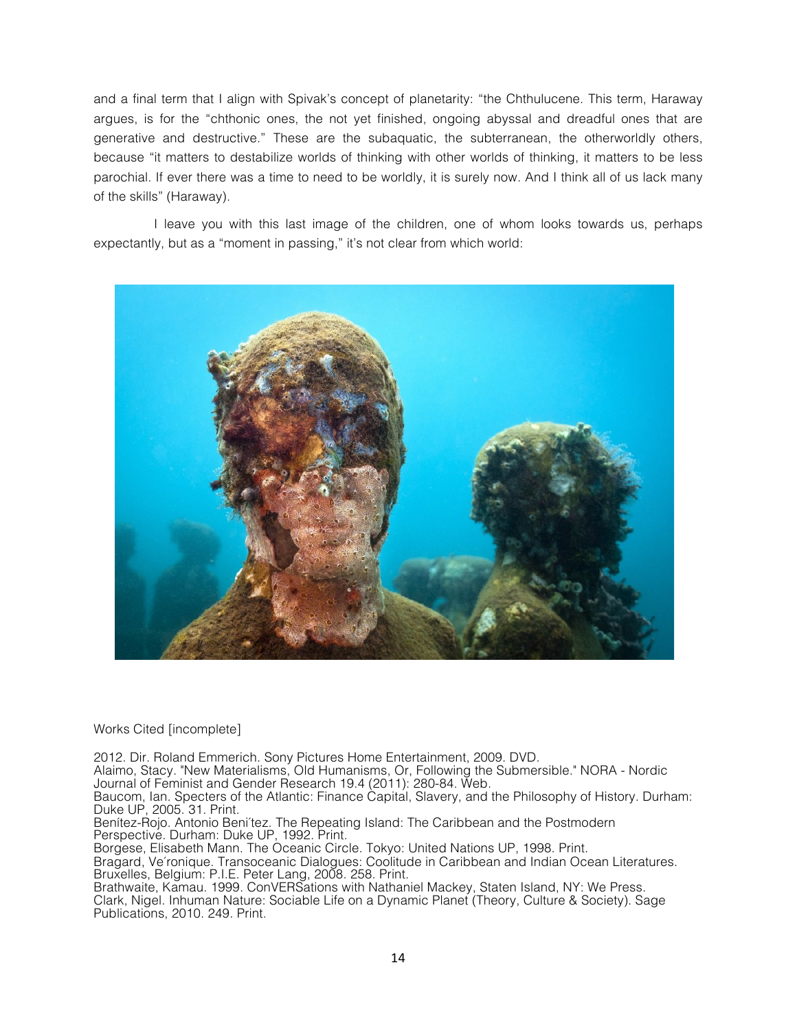and a final term that I align with Spivak's concept of planetarity: "the Chthulucene. This term, Haraway argues, is for the "chthonic ones, the not yet finished, ongoing abyssal and dreadful ones that are generative and destructive." These are the subaquatic, the subterranean, the otherworldly others, because "it matters to destabilize worlds of thinking with other worlds of thinking, it matters to be less parochial. If ever there was a time to need to be worldly, it is surely now. And I think all of us lack many of the skills" (Haraway).

I leave you with this last image of the children, one of whom looks towards us, perhaps expectantly, but as a "moment in passing," it's not clear from which world:

Works Cited [incomplete]

2012. Dir. Roland Emmerich. Sony Pictures Home Entertainment, 2009. DVD.
Alaimo, Stacy. "New Materialisms, Old Humanisms, Or, Following the Submersible." NORA - Nordic Journal of Feminist and Gender Research 19.4 (2011): 280-84. Web.
Baucom, Ian. Specters of the Atlantic: Finance Capital, Slavery, and the Philosophy of History. Durham: Duke UP, 2005. 31. Print.
Benítez-Rojo. Antonio Beni´tez. The Repeating Island: The Caribbean and the Postmodern Perspective. Durham: Duke UP, 1992. Print.
Borgese, Elisabeth Mann. The Oceanic Circle. Tokyo: United Nations UP, 1998. Print.
Bragard, Ve´ronique. Transoceanic Dialogues: Coolitude in Caribbean and Indian Ocean Literatures. Bruxelles, Belgium: P.I.E. Peter Lang, 2008. 258. Print.
Brathwaite, Kamau. 1999. ConVERSations with Nathaniel Mackey, Staten Island, NY: We Press.
Clark, Nigel. Inhuman Nature: Sociable Life on a Dynamic Planet (Theory, Culture & Society). Sage Publications, 2010. 249. Print.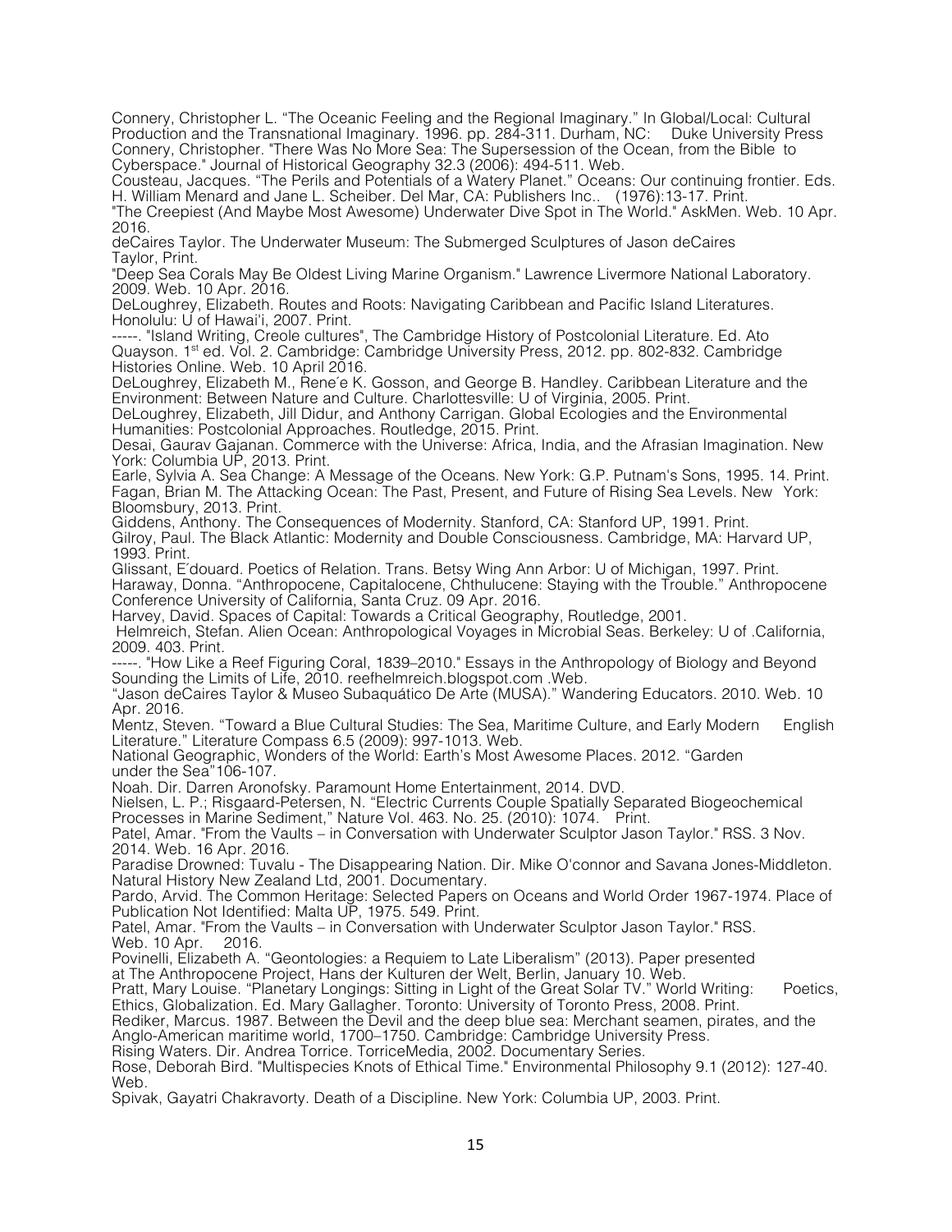Connery, Christopher L. "The Oceanic Feeling and the Regional Imaginary." In Global/Local: Cultural Production and the Transnational Imaginary. 1996. pp. 284-311. Durham, NC: Duke University Press

Connery, Christopher. "There Was No More Sea: The Supersession of the Ocean, from the Bible to Cyberspace." Journal of Historical Geography 32.3 (2006): 494-511. Web.

Cousteau, Jacques. "The Perils and Potentials of a Watery Planet." Oceans: Our continuing frontier. Eds. H. William Menard and Jane L. Scheiber. Del Mar, CA: Publishers Inc.. (1976):13-17. Print.

"The Creepiest (And Maybe Most Awesome) Underwater Dive Spot in The World." AskMen. Web. 10 Apr. 2016.

deCaires Taylor. The Underwater Museum: The Submerged Sculptures of Jason deCaires Taylor, Print.

"Deep Sea Corals May Be Oldest Living Marine Organism." Lawrence Livermore National Laboratory. 2009. Web. 10 Apr. 2016.

DeLoughrey, Elizabeth. Routes and Roots: Navigating Caribbean and Pacific Island Literatures. Honolulu: U of Hawai'i, 2007. Print.

-----. "Island Writing, Creole cultures", The Cambridge History of Postcolonial Literature. Ed. Ato Quayson. 1st ed. Vol. 2. Cambridge: Cambridge University Press, 2012. pp. 802-832. Cambridge Histories Online. Web. 10 April 2016.

DeLoughrey, Elizabeth M., Rene´e K. Gosson, and George B. Handley. Caribbean Literature and the Environment: Between Nature and Culture. Charlottesville: U of Virginia, 2005. Print.

DeLoughrey, Elizabeth, Jill Didur, and Anthony Carrigan. Global Ecologies and the Environmental Humanities: Postcolonial Approaches. Routledge, 2015. Print.

Desai, Gaurav Gajanan. Commerce with the Universe: Africa, India, and the Afrasian Imagination. New York: Columbia UP, 2013. Print.

Earle, Sylvia A. Sea Change: A Message of the Oceans. New York: G.P. Putnam's Sons, 1995. 14. Print.

Fagan, Brian M. The Attacking Ocean: The Past, Present, and Future of Rising Sea Levels. New York: Bloomsbury, 2013. Print.

Giddens, Anthony. The Consequences of Modernity. Stanford, CA: Stanford UP, 1991. Print.

Gilroy, Paul. The Black Atlantic: Modernity and Double Consciousness. Cambridge, MA: Harvard UP, 1993. Print.

Glissant, E´douard. Poetics of Relation. Trans. Betsy Wing Ann Arbor: U of Michigan, 1997. Print.

Haraway, Donna. "Anthropocene, Capitalocene, Chthulucene: Staying with the Trouble." Anthropocene Conference University of California, Santa Cruz. 09 Apr. 2016.

Harvey, David. Spaces of Capital: Towards a Critical Geography, Routledge, 2001.

Helmreich, Stefan. Alien Ocean: Anthropological Voyages in Microbial Seas. Berkeley: U of .California, 2009. 403. Print.

-----. "How Like a Reef Figuring Coral, 1839–2010." Essays in the Anthropology of Biology and Beyond Sounding the Limits of Life, 2010. reefhelmreich.blogspot.com .Web.

"Jason deCaires Taylor & Museo Subaquático De Arte (MUSA)." Wandering Educators. 2010. Web. 10 Apr. 2016.

Mentz, Steven. "Toward a Blue Cultural Studies: The Sea, Maritime Culture, and Early Modern English Literature." Literature Compass 6.5 (2009): 997-1013. Web.

National Geographic, Wonders of the World: Earth's Most Awesome Places. 2012. "Garden under the Sea"106-107.

Noah. Dir. Darren Aronofsky. Paramount Home Entertainment, 2014. DVD.

Nielsen, L. P.; Risgaard-Petersen, N. "Electric Currents Couple Spatially Separated Biogeochemical Processes in Marine Sediment," Nature Vol. 463. No. 25. (2010): 1074. Print.

Patel, Amar. "From the Vaults – in Conversation with Underwater Sculptor Jason Taylor." RSS. 3 Nov. 2014. Web. 16 Apr. 2016.

Paradise Drowned: Tuvalu - The Disappearing Nation. Dir. Mike O'connor and Savana Jones-Middleton. Natural History New Zealand Ltd, 2001. Documentary.

Pardo, Arvid. The Common Heritage: Selected Papers on Oceans and World Order 1967-1974. Place of Publication Not Identified: Malta UP, 1975. 549. Print.

Patel, Amar. "From the Vaults – in Conversation with Underwater Sculptor Jason Taylor." RSS. Web. 10 Apr. 2016.

Povinelli, Elizabeth A. "Geontologies: a Requiem to Late Liberalism" (2013). Paper presented at The Anthropocene Project, Hans der Kulturen der Welt, Berlin, January 10. Web.

Pratt, Mary Louise. "Planetary Longings: Sitting in Light of the Great Solar TV." World Writing: Poetics, Ethics, Globalization. Ed. Mary Gallagher. Toronto: University of Toronto Press, 2008. Print.

Rediker, Marcus. 1987. Between the Devil and the deep blue sea: Merchant seamen, pirates, and the Anglo-American maritime world, 1700–1750. Cambridge: Cambridge University Press.

Rising Waters. Dir. Andrea Torrice. TorriceMedia, 2002. Documentary Series.

Rose, Deborah Bird. "Multispecies Knots of Ethical Time." Environmental Philosophy 9.1 (2012): 127-40. Web.

Spivak, Gayatri Chakravorty. Death of a Discipline. New York: Columbia UP, 2003. Print.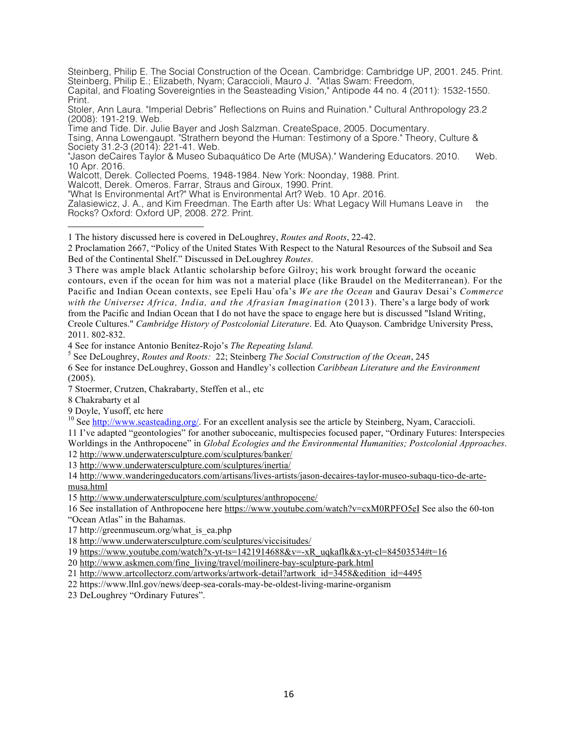Steinberg, Philip E. The Social Construction of the Ocean. Cambridge: Cambridge UP, 2001. 245. Print.

Steinberg, Philip E.; Elizabeth, Nyam; Caraccioli, Mauro J. "Atlas Swam: Freedom, Capital, and Floating Sovereignties in the Seasteading Vision," Antipode 44 no. 4 (2011): 1532-1550. Print.

Stoler, Ann Laura. "Imperial Debris" Reflections on Ruins and Ruination." Cultural Anthropology 23.2 (2008): 191-219. Web.

Time and Tide. Dir. Julie Bayer and Josh Salzman. CreateSpace, 2005. Documentary.

Tsing, Anna Lowengaupt. "Strathern beyond the Human: Testimony of a Spore." Theory, Culture & Society 31.2-3 (2014): 221-41. Web.

"Jason deCaires Taylor & Museo Subaquático De Arte (MUSA)." Wandering Educators. 2010. Web. 10 Apr. 2016.

Walcott, Derek. Collected Poems, 1948-1984. New York: Noonday, 1988. Print.

Walcott, Derek. Omeros. Farrar, Straus and Giroux, 1990. Print.

"What Is Environmental Art?" What is Environmental Art? Web. 10 Apr. 2016.

Zalasiewicz, J. A., and Kim Freedman. The Earth after Us: What Legacy Will Humans Leave in the Rocks? Oxford: Oxford UP, 2008. 272. Print.

---

1 The history discussed here is covered in DeLoughrey, *Routes and Roots*, 22-42.

2 Proclamation 2667, "Policy of the United States With Respect to the Natural Resources of the Subsoil and Sea Bed of the Continental Shelf." Discussed in DeLoughrey *Routes*.

3 There was ample black Atlantic scholarship before Gilroy; his work brought forward the oceanic contours, even if the ocean for him was not a material place (like Braudel on the Mediterranean). For the Pacific and Indian Ocean contexts, see Epeli Hau`ofa's *We are the Ocean* and Gaurav Desai's *Commerce with the Universe: Africa, India, and the Afrasian Imagination* (2013). There's a large body of work from the Pacific and Indian Ocean that I do not have the space to engage here but is discussed "Island Writing, Creole Cultures." *Cambridge History of Postcolonial Literature*. Ed. Ato Quayson. Cambridge University Press, 2011. 802-832.

4 See for instance Antonio Benítez-Rojo's *The Repeating Island.*

5 See DeLoughrey, *Routes and Roots:* 22; Steinberg *The Social Construction of the Ocean*, 245

6 See for instance DeLoughrey, Gosson and Handley's collection *Caribbean Literature and the Environment* (2005).

7 Stoermer, Crutzen, Chakrabarty, Steffen et al., etc

8 Chakrabarty et al

9 Doyle, Yusoff, etc here

10 See http://www.seasteading.org/. For an excellent analysis see the article by Steinberg, Nyam, Caraccioli.

11 I've adapted "geontologies" for another suboceanic, multispecies focused paper, "Ordinary Futures: Interspecies Worldings in the Anthropocene" in *Global Ecologies and the Environmental Humanities; Postcolonial Approaches*.

12 http://www.underwatersculpture.com/sculptures/banker/

13 http://www.underwatersculpture.com/sculptures/inertia/

14 http://www.wanderingeducators.com/artisans/lives-artists/jason-decaires-taylor-museo-subaqu-tico-de-arte-musa.html

15 http://www.underwatersculpture.com/sculptures/anthropocene/

16 See installation of Anthropocene here https://www.youtube.com/watch?v=cxM0RPFO5eI See also the 60-ton "Ocean Atlas" in the Bahamas.

17 http://greenmuseum.org/what_is_ea.php

18 http://www.underwatersculpture.com/sculptures/viccisitudes/

19 https://www.youtube.com/watch?x-yt-ts=1421914688&v=-xR_uqkaflk&x-yt-cl=84503534#t=16

20 http://www.askmen.com/fine_living/travel/moilinere-bay-sculpture-park.html

21 http://www.artcollectorz.com/artworks/artwork-detail?artwork_id=3458&edition_id=4495

22 https://www.llnl.gov/news/deep-sea-corals-may-be-oldest-living-marine-organism

23 DeLoughrey "Ordinary Futures".